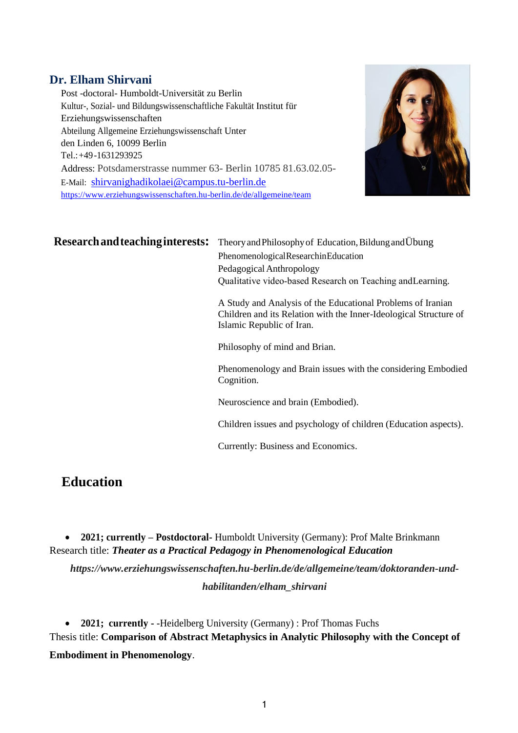## Dr. Elham Shirvani

Post -doctoral- Humboldt-Universität zu Berlin
Kultur-, Sozial- und Bildungswissenschaftliche Fakultät Institut für Erziehungswissenschaften
Abteilung Allgemeine Erziehungswissenschaft Unter den Linden 6, 10099 Berlin
Tel.:+49-1631293925
Address: Potsdamerstrasse nummer 63- Berlin 10785 81.63.02.05-
E-Mail: shirvanighadikolaei@campus.tu-berlin.de
https://www.erziehungswissenschaften.hu-berlin.de/de/allgemeine/team

**Research and teaching interests:**

Theory and Philosophy of Education, Bildung and Übung
Phenomenological Research in Education
Pedagogical Anthropology
Qualitative video-based Research on Teaching and Learning.

A Study and Analysis of the Educational Problems of Iranian Children and its Relation with the Inner-Ideological Structure of Islamic Republic of Iran.

Philosophy of mind and Brian.

Phenomenology and Brain issues with the considering Embodied Cognition.

Neuroscience and brain (Embodied).

Children issues and psychology of children (Education aspects).

Currently: Business and Economics.

## Education

- **2021; currently – Postdoctoral-** Humboldt University (Germany): Prof Malte Brinkmann

Research title: ***Theater as a Practical Pedagogy in Phenomenological Education***

***https://www.erziehungswissenschaften.hu-berlin.de/de/allgemeine/team/doktoranden-und-habilitanden/elham_shirvani***

- **2021; currently -** -Heidelberg University (Germany) : Prof Thomas Fuchs

Thesis title: **Comparison of Abstract Metaphysics in Analytic Philosophy with the Concept of Embodiment in Phenomenology**.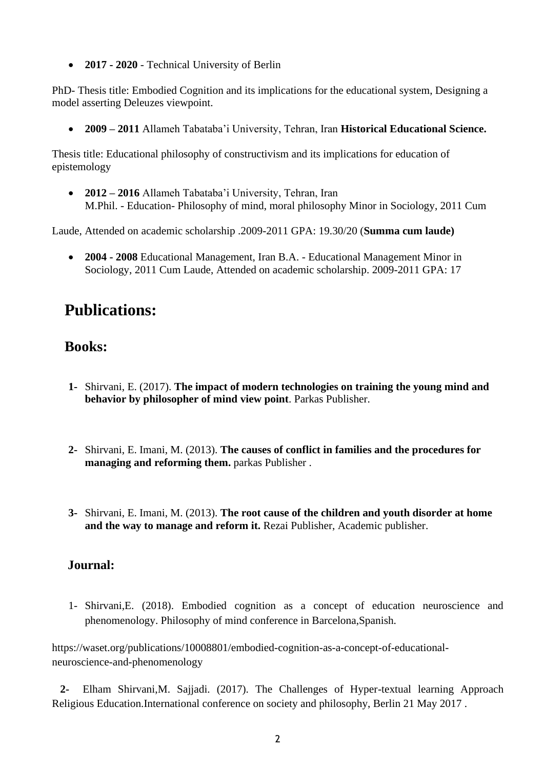- **2017 - 2020** - Technical University of Berlin

PhD- Thesis title: Embodied Cognition and its implications for the educational system, Designing a model asserting Deleuzes viewpoint.

- **2009 – 2011** Allameh Tabataba'i University, Tehran, Iran **Historical Educational Science.**

Thesis title: Educational philosophy of constructivism and its implications for education of epistemology

- **2012 – 2016** Allameh Tabataba'i University, Tehran, Iran
  M.Phil. - Education- Philosophy of mind, moral philosophy Minor in Sociology, 2011 Cum

Laude, Attended on academic scholarship .2009-2011 GPA: 19.30/20 (**Summa cum laude)**

- **2004 - 2008** Educational Management, Iran B.A. - Educational Management Minor in Sociology, 2011 Cum Laude, Attended on academic scholarship. 2009-2011 GPA: 17

# Publications:

## Books:

1- Shirvani, E. (2017). **The impact of modern technologies on training the young mind and behavior by philosopher of mind view point**. Parkas Publisher.

2- Shirvani, E. Imani, M. (2013). **The causes of conflict in families and the procedures for managing and reforming them.** parkas Publisher .

3- Shirvani, E. Imani, M. (2013). **The root cause of the children and youth disorder at home and the way to manage and reform it.** Rezai Publisher, Academic publisher.

## Journal:

1- Shirvani,E. (2018). Embodied cognition as a concept of education neuroscience and phenomenology. Philosophy of mind conference in Barcelona,Spanish.

https://waset.org/publications/10008801/embodied-cognition-as-a-concept-of-educational-neuroscience-and-phenomenology

2- Elham Shirvani,M. Sajjadi. (2017). The Challenges of Hyper-textual learning Approach Religious Education.International conference on society and philosophy, Berlin 21 May 2017 .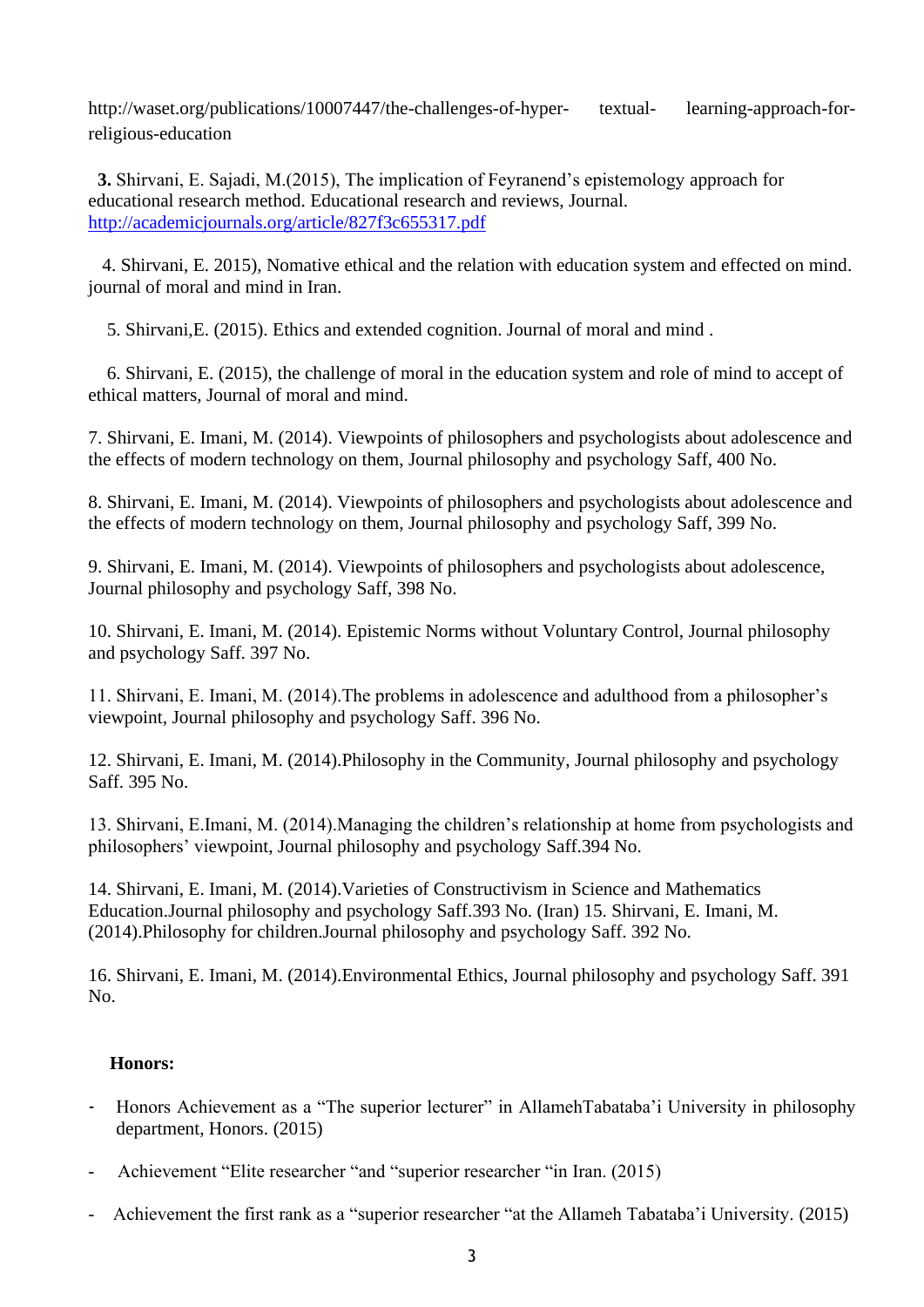http://waset.org/publications/10007447/the-challenges-of-hyper- textual- learning-approach-for-religious-education

**3.** Shirvani, E. Sajadi, M.(2015), The implication of Feyranend's epistemology approach for educational research method. Educational research and reviews, Journal. http://academicjournals.org/article/827f3c655317.pdf

4. Shirvani, E. 2015), Nomative ethical and the relation with education system and effected on mind. journal of moral and mind in Iran.

5. Shirvani,E. (2015). Ethics and extended cognition. Journal of moral and mind .

6. Shirvani, E. (2015), the challenge of moral in the education system and role of mind to accept of ethical matters, Journal of moral and mind.

7. Shirvani, E. Imani, M. (2014). Viewpoints of philosophers and psychologists about adolescence and the effects of modern technology on them, Journal philosophy and psychology Saff, 400 No.

8. Shirvani, E. Imani, M. (2014). Viewpoints of philosophers and psychologists about adolescence and the effects of modern technology on them, Journal philosophy and psychology Saff, 399 No.

9. Shirvani, E. Imani, M. (2014). Viewpoints of philosophers and psychologists about adolescence, Journal philosophy and psychology Saff, 398 No.

10. Shirvani, E. Imani, M. (2014). Epistemic Norms without Voluntary Control, Journal philosophy and psychology Saff. 397 No.

11. Shirvani, E. Imani, M. (2014).The problems in adolescence and adulthood from a philosopher's viewpoint, Journal philosophy and psychology Saff. 396 No.

12. Shirvani, E. Imani, M. (2014).Philosophy in the Community, Journal philosophy and psychology Saff. 395 No.

13. Shirvani, E.Imani, M. (2014).Managing the children's relationship at home from psychologists and philosophers' viewpoint, Journal philosophy and psychology Saff.394 No.

14. Shirvani, E. Imani, M. (2014).Varieties of Constructivism in Science and Mathematics Education.Journal philosophy and psychology Saff.393 No. (Iran) 15. Shirvani, E. Imani, M. (2014).Philosophy for children.Journal philosophy and psychology Saff. 392 No.

16. Shirvani, E. Imani, M. (2014).Environmental Ethics, Journal philosophy and psychology Saff. 391 No.

**Honors:**

- Honors Achievement as a "The superior lecturer" in AllamehTabataba'i University in philosophy department, Honors. (2015)
- Achievement "Elite researcher "and "superior researcher "in Iran. (2015)
- Achievement the first rank as a "superior researcher "at the Allameh Tabataba'i University. (2015)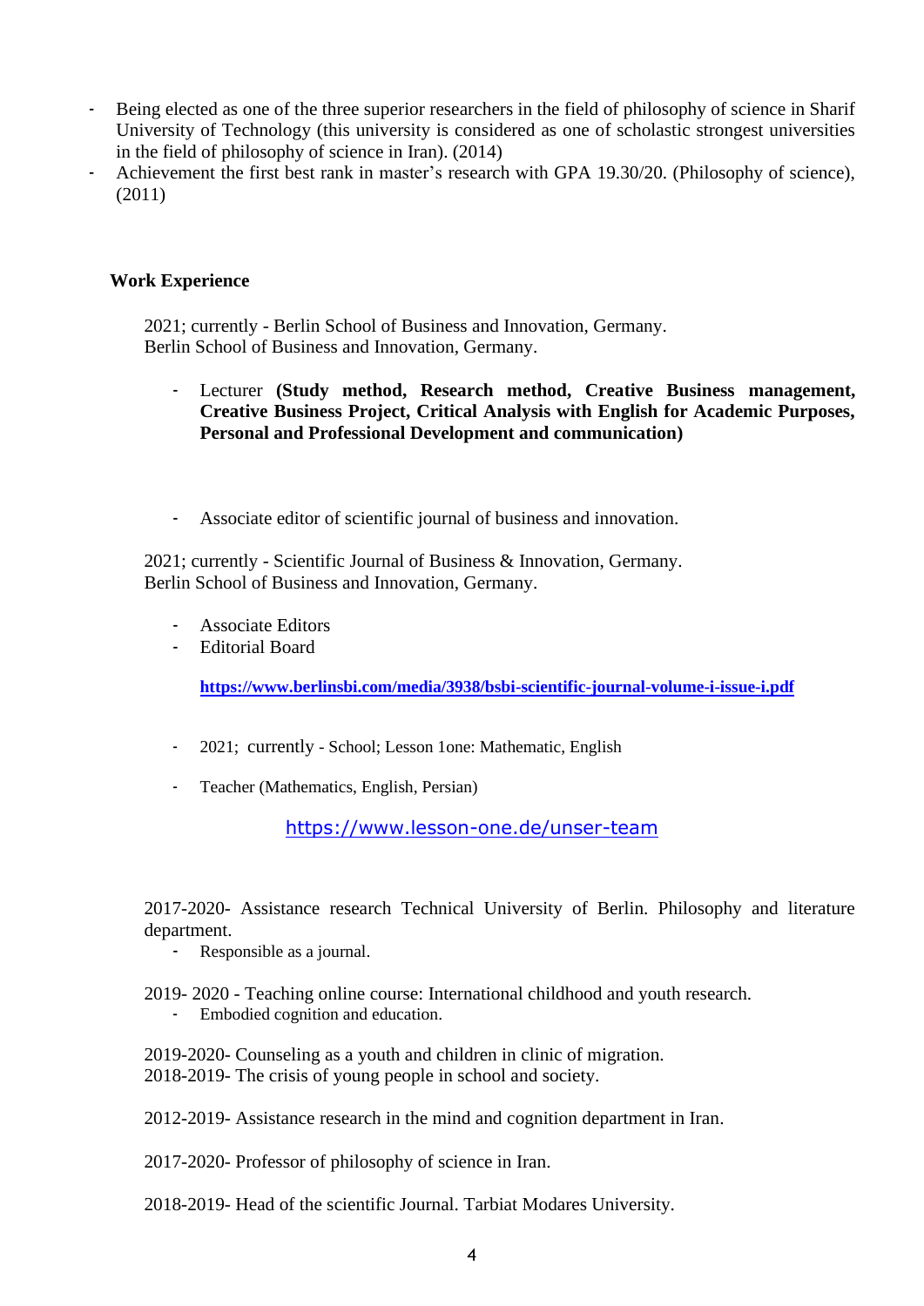- Being elected as one of the three superior researchers in the field of philosophy of science in Sharif University of Technology (this university is considered as one of scholastic strongest universities in the field of philosophy of science in Iran). (2014)
- Achievement the first best rank in master's research with GPA 19.30/20. (Philosophy of science), (2011)

## Work Experience

2021; currently - Berlin School of Business and Innovation, Germany.
Berlin School of Business and Innovation, Germany.

- Lecturer **(Study method, Research method, Creative Business management, Creative Business Project, Critical Analysis with English for Academic Purposes, Personal and Professional Development and communication)**

- Associate editor of scientific journal of business and innovation.

2021; currently - Scientific Journal of Business & Innovation, Germany.
Berlin School of Business and Innovation, Germany.

- Associate Editors
- Editorial Board

  **https://www.berlinsbi.com/media/3938/bsbi-scientific-journal-volume-i-issue-i.pdf**

- 2021; currently - School; Lesson 1one: Mathematic, English

- Teacher (Mathematics, English, Persian)

  https://www.lesson-one.de/unser-team

2017-2020- Assistance research Technical University of Berlin. Philosophy and literature department.

- Responsible as a journal.

2019- 2020 - Teaching online course: International childhood and youth research.

- Embodied cognition and education.

2019-2020- Counseling as a youth and children in clinic of migration.
2018-2019- The crisis of young people in school and society.

2012-2019- Assistance research in the mind and cognition department in Iran.

2017-2020- Professor of philosophy of science in Iran.

2018-2019- Head of the scientific Journal. Tarbiat Modares University.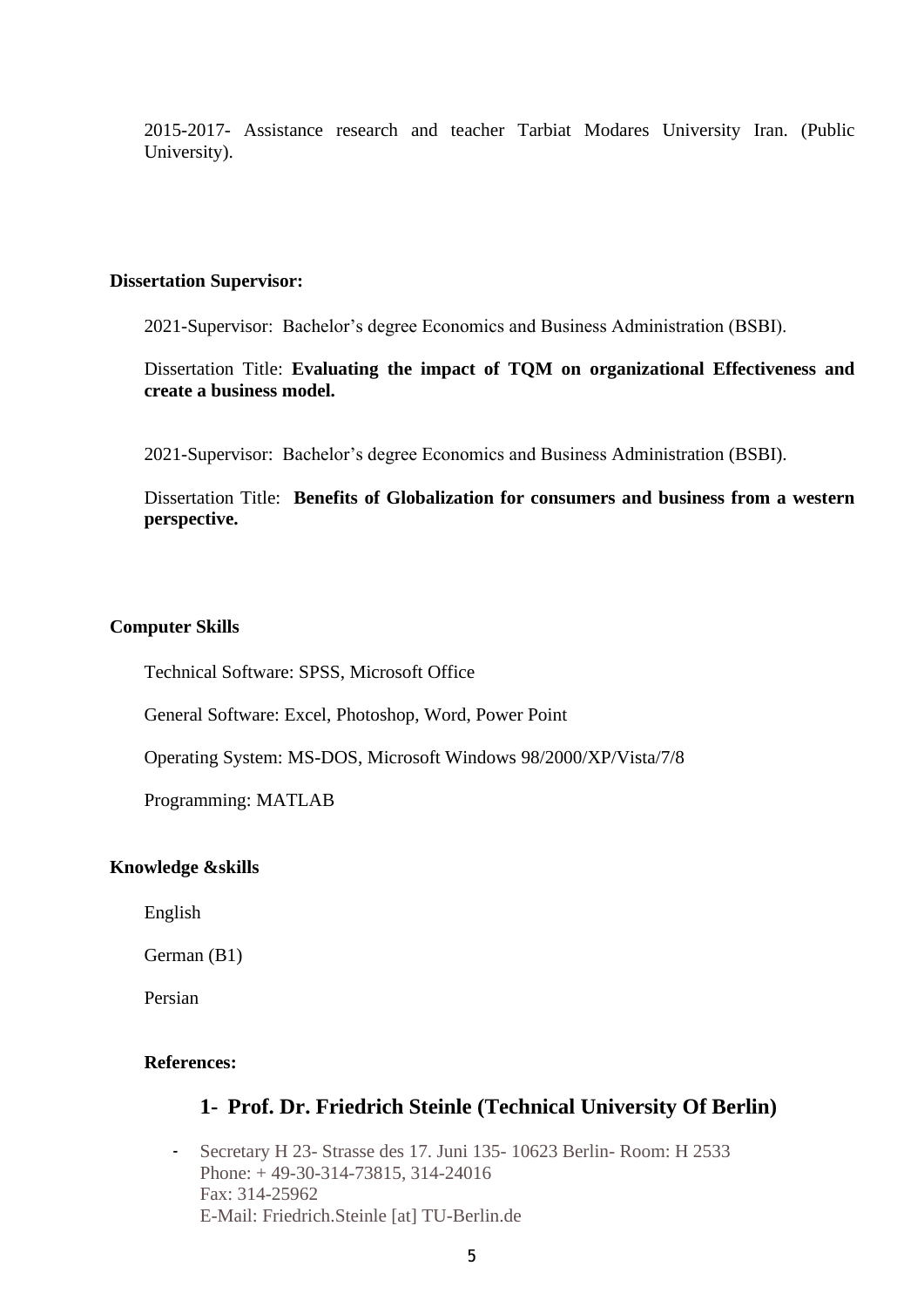2015-2017- Assistance research and teacher Tarbiat Modares University Iran. (Public University).

**Dissertation Supervisor:**

2021-Supervisor: Bachelor's degree Economics and Business Administration (BSBI).

Dissertation Title: **Evaluating the impact of TQM on organizational Effectiveness and create a business model.**

2021-Supervisor: Bachelor's degree Economics and Business Administration (BSBI).

Dissertation Title: **Benefits of Globalization for consumers and business from a western perspective.**

**Computer Skills**

Technical Software: SPSS, Microsoft Office

General Software: Excel, Photoshop, Word, Power Point

Operating System: MS-DOS, Microsoft Windows 98/2000/XP/Vista/7/8

Programming: MATLAB

**Knowledge &skills**

English

German (B1)

Persian

**References:**

## 1- Prof. Dr. Friedrich Steinle (Technical University Of Berlin)

- Secretary H 23- Strasse des 17. Juni 135- 10623 Berlin- Room: H 2533
  Phone: + 49-30-314-73815, 314-24016
  Fax: 314-25962
  E-Mail: Friedrich.Steinle [at] TU-Berlin.de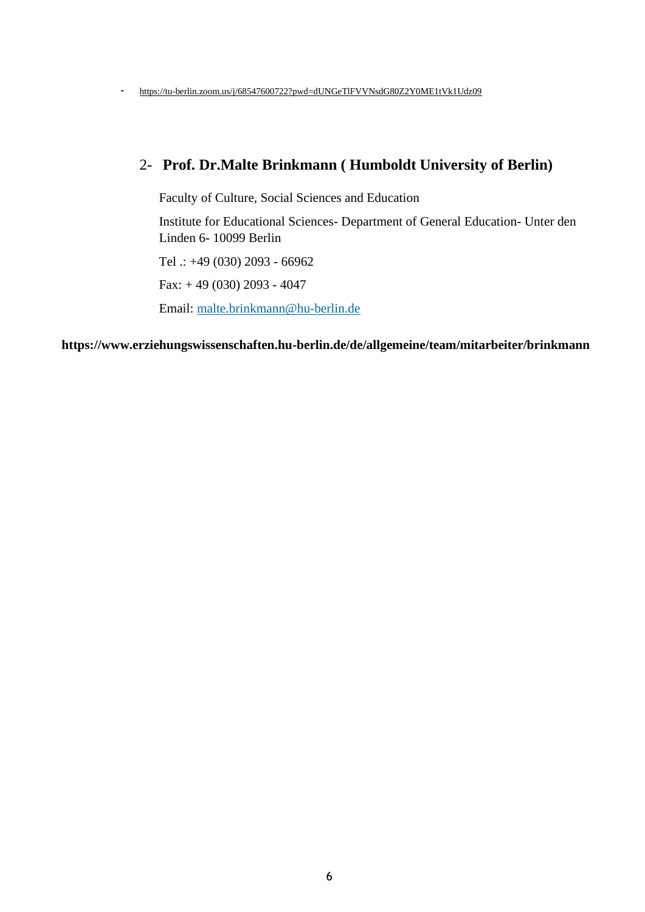- https://tu-berlin.zoom.us/j/68547600722?pwd=dUNGeTlFVVNsdG80Z2Y0ME1tVk1Udz09

## 2- **Prof. Dr.Malte Brinkmann ( Humboldt University of Berlin)**

Faculty of Culture, Social Sciences and Education

Institute for Educational Sciences- Department of General Education- Unter den Linden 6- 10099 Berlin

Tel .: +49 (030) 2093 - 66962

Fax: + 49 (030) 2093 - 4047

Email: malte.brinkmann@hu-berlin.de

**https://www.erziehungswissenschaften.hu-berlin.de/de/allgemeine/team/mitarbeiter/brinkmann**